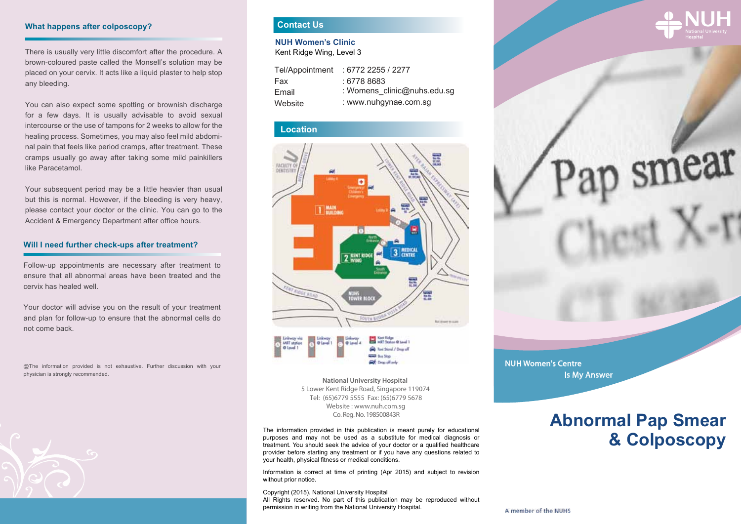## What happens after colposcopy?

There is usually very little discomfort after the procedure. A brown-coloured paste called the Monsell's solution may be placed on your cervix. It acts like a liquid plaster to help stop any bleeding.

You can also expect some spotting or brownish discharge for a few days. It is usually advisable to avoid sexual intercourse or the use of tampons for 2 weeks to allow for the healing process. Sometimes, you may also feel mild abdominal pain that feels like period cramps, after treatment. These cramps usually go away after taking some mild painkillers like Paracetamol.

Your subsequent period may be a little heavier than usual but this is normal. However, if the bleeding is very heavy, please contact your doctor or the clinic. You can go to the Accident & Emergency Department after office hours.

## Will I need further check-ups after treatment?

Follow-up appointments are necessary after treatment to ensure that all abnormal areas have been treated and the cervix has healed well.

Your doctor will advise you on the result of your treatment and plan for follow-up to ensure that the abnormal cells do not come back.

@The information provided is not exhaustive. Further discussion with your physician is strongly recommended.

## Contact Us

**NUH Women's Clinic**
Kent Ridge Wing, Level 3

| | |
|---|---|
| Tel/Appointment | : 6772 2255 / 2277 |
| Fax | : 6778 8683 |
| Email | : Womens_clinic@nuhs.edu.sg |
| Website | : www.nuhgynae.com.sg |

## Location

**National University Hospital**
5 Lower Kent Ridge Road, Singapore 119074
Tel: (65)6779 5555 Fax: (65)6779 5678
Website : www.nuh.com.sg
Co. Reg. No. 198500843R

The information provided in this publication is meant purely for educational purposes and may not be used as a substitute for medical diagnosis or treatment. You should seek the advice of your doctor or a qualified healthcare provider before starting any treatment or if you have any questions related to your health, physical fitness or medical conditions.

Information is correct at time of printing (Apr 2015) and subject to revision without prior notice.

Copyright (2015). National University Hospital
All Rights reserved. No part of this publication may be reproduced without permission in writing from the National University Hospital.

NUH National University Hospital

NUH Women's Centre
Is My Answer

# Abnormal Pap Smear & Colposcopy

A member of the NUHS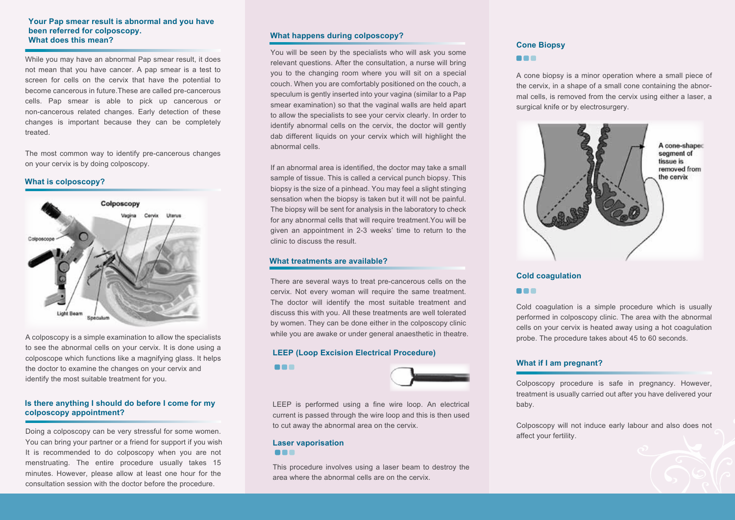## Your Pap smear result is abnormal and you have been referred for colposcopy. What does this mean?

While you may have an abnormal Pap smear result, it does not mean that you have cancer. A pap smear is a test to screen for cells on the cervix that have the potential to become cancerous in future.These are called pre-cancerous cells. Pap smear is able to pick up cancerous or non-cancerous related changes. Early detection of these changes is important because they can be completely treated.

The most common way to identify pre-cancerous changes on your cervix is by doing colposcopy.

## What is colposcopy?

Colposcopy
Vagina
Cervix
Uterus
Colposcope
Light Beam
Speculum

A colposcopy is a simple examination to allow the specialists to see the abnormal cells on your cervix. It is done using a colposcope which functions like a magnifying glass. It helps the doctor to examine the changes on your cervix and identify the most suitable treatment for you.

## Is there anything I should do before I come for my colposcopy appointment?

Doing a colposcopy can be very stressful for some women. You can bring your partner or a friend for support if you wish It is recommended to do colposcopy when you are not menstruating. The entire procedure usually takes 15 minutes. However, please allow at least one hour for the consultation session with the doctor before the procedure.

## What happens during colposcopy?

You will be seen by the specialists who will ask you some relevant questions. After the consultation, a nurse will bring you to the changing room where you will sit on a special couch. When you are comfortably positioned on the couch, a speculum is gently inserted into your vagina (similar to a Pap smear examination) so that the vaginal walls are held apart to allow the specialists to see your cervix clearly. In order to identify abnormal cells on the cervix, the doctor will gently dab different liquids on your cervix which will highlight the abnormal cells.

If an abnormal area is identified, the doctor may take a small sample of tissue. This is called a cervical punch biopsy. This biopsy is the size of a pinhead. You may feel a slight stinging sensation when the biopsy is taken but it will not be painful. The biopsy will be sent for analysis in the laboratory to check for any abnormal cells that will require treatment.You will be given an appointment in 2-3 weeks' time to return to the clinic to discuss the result.

## What treatments are available?

There are several ways to treat pre-cancerous cells on the cervix. Not every woman will require the same treatment. The doctor will identify the most suitable treatment and discuss this with you. All these treatments are well tolerated by women. They can be done either in the colposcopy clinic while you are awake or under general anaesthetic in theatre.

### LEEP (Loop Excision Electrical Procedure)

LEEP is performed using a fine wire loop. An electrical current is passed through the wire loop and this is then used to cut away the abnormal area on the cervix.

### Laser vaporisation

This procedure involves using a laser beam to destroy the area where the abnormal cells are on the cervix.

### Cone Biopsy

A cone biopsy is a minor operation where a small piece of the cervix, in a shape of a small cone containing the abnormal cells, is removed from the cervix using either a laser, a surgical knife or by electrosurgery.

A cone-shaped segment of tissue is removed from the cervix

### Cold coagulation

Cold coagulation is a simple procedure which is usually performed in colposcopy clinic. The area with the abnormal cells on your cervix is heated away using a hot coagulation probe. The procedure takes about 45 to 60 seconds.

## What if I am pregnant?

Colposcopy procedure is safe in pregnancy. However, treatment is usually carried out after you have delivered your baby.

Colposcopy will not induce early labour and also does not affect your fertility.